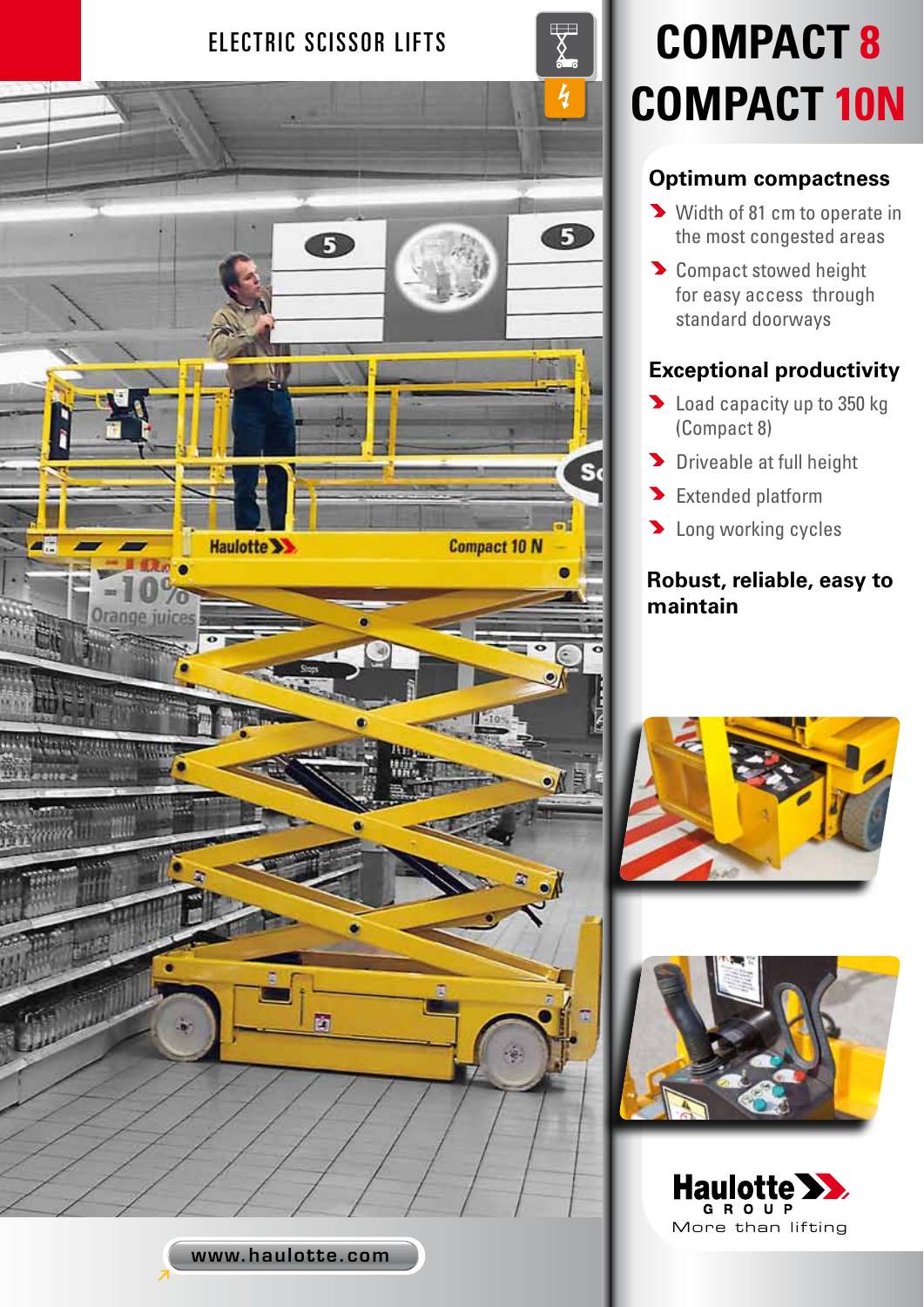ELECTRIC SCISSOR LIFTS

# COMPACT 8
# COMPACT 10N

## Optimum compactness

- Width of 81 cm to operate in the most congested areas
- Compact stowed height for easy access through standard doorways

## Exceptional productivity

- Load capacity up to 350 kg (Compact 8)
- Driveable at full height
- Extended platform
- Long working cycles

## Robust, reliable, easy to maintain

Haulotte GROUP

More than lifting

www.haulotte.com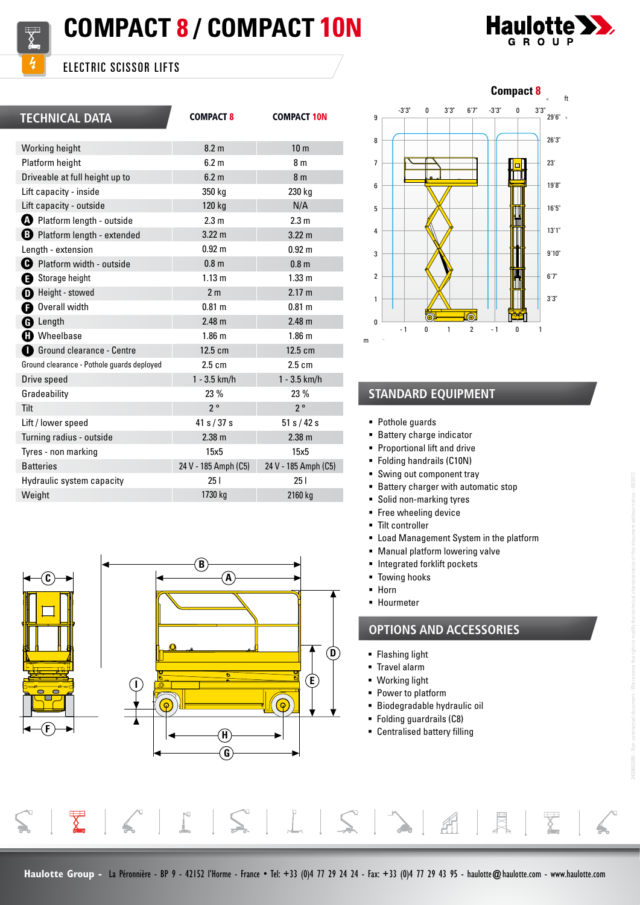# COMPACT 8 / COMPACT 10N

ELECTRIC SCISSOR LIFTS

## TECHNICAL DATA

| TECHNICAL DATA | COMPACT 8 | COMPACT 10N |
|---|---|---|
| Working height | 8.2 m | 10 m |
| Platform height | 6.2 m | 8 m |
| Driveable at full height up to | 6.2 m | 8 m |
| Lift capacity - inside | 350 kg | 230 kg |
| Lift capacity - outside | 120 kg | N/A |
| A Platform length - outside | 2.3 m | 2.3 m |
| B Platform length - extended | 3.22 m | 3.22 m |
| Length - extension | 0.92 m | 0.92 m |
| C Platform width - outside | 0.8 m | 0.8 m |
| E Storage height | 1.13 m | 1.33 m |
| D Height - stowed | 2 m | 2.17 m |
| F Overall width | 0.81 m | 0.81 m |
| G Length | 2.48 m | 2.48 m |
| H Wheelbase | 1.86 m | 1.86 m |
| I Ground clearance - Centre | 12.5 cm | 12.5 cm |
| Ground clearance - Pothole guards deployed | 2.5 cm | 2.5 cm |
| Drive speed | 1 - 3.5 km/h | 1 - 3.5 km/h |
| Gradeability | 23 % | 23 % |
| Tilt | 2 ° | 2 ° |
| Lift / lower speed | 41 s / 37 s | 51 s / 42 s |
| Turning radius - outside | 2.38 m | 2.38 m |
| Tyres - non marking | 15x5 | 15x5 |
| Batteries | 24 V - 185 Amph (C5) | 24 V - 185 Amph (C5) |
| Hydraulic system capacity | 25 l | 25 l |
| Weight | 1730 kg | 2160 kg |

Compact 8

m
9
8
7
6
5
4
3
2
1
0

-3'3" 0 3'3" 6'7" -3'3" 0 3'3"

- 1 0 1 2 - 1 0 1

ft
29'6"
26'3"
23'
19'8"
16'5"
13'1"
9'10"
6'7"
3'3"

## STANDARD EQUIPMENT

- Pothole guards
- Battery charge indicator
- Proportional lift and drive
- Folding handrails (C10N)
- Swing out component tray
- Battery charger with automatic stop
- Solid non-marking tyres
- Free wheeling device
- Tilt controller
- Load Management System in the platform
- Manual platform lowering valve
- Integrated forklift pockets
- Towing hooks
- Horn
- Hourmeter

## OPTIONS AND ACCESSORIES

- Flashing light
- Travel alarm
- Working light
- Power to platform
- Biodegradable hydraulic oil
- Folding guardrails (C8)
- Centralised battery filling

**Haulotte Group -** La Péronnière - BP 9 - 42152 l'Horme - France • Tel: +33 (0)4 77 29 24 24 - Fax: +33 (0)4 77 29 43 95 - haulotte@haulotte.com - www.haulotte.com